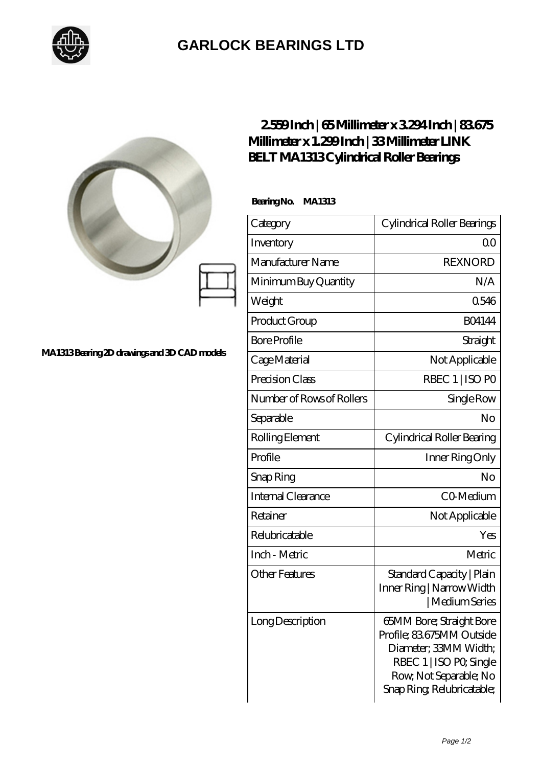## GARLOCK BEARINGS LTD

MA1313 Bearing 2D drawings and 3D CAD models

# 2.559 Inch | 65 Millimeter x 3.294 Inch | 83.675 Millimeter x 1.299 Inch | 33 Millimeter LINK BELT MA1313 Cylindrical Roller Bearings

**Bearing No. MA1313**

| Category | Cylindrical Roller Bearings |
|---|---|
| Inventory | 0.0 |
| Manufacturer Name | REXNORD |
| Minimum Buy Quantity | N/A |
| Weight | 0.546 |
| Product Group | B04144 |
| Bore Profile | Straight |
| Cage Material | Not Applicable |
| Precision Class | RBEC 1 \| ISO P0 |
| Number of Rows of Rollers | Single Row |
| Separable | No |
| Rolling Element | Cylindrical Roller Bearing |
| Profile | Inner Ring Only |
| Snap Ring | No |
| Internal Clearance | C0-Medium |
| Retainer | Not Applicable |
| Relubricatable | Yes |
| Inch - Metric | Metric |
| Other Features | Standard Capacity \| Plain Inner Ring \| Narrow Width \| Medium Series |
| Long Description | 65MM Bore; Straight Bore Profile; 83.675MM Outside Diameter; 33MM Width; RBEC 1 \| ISO P0; Single Row; Not Separable; No Snap Ring; Relubricatable; |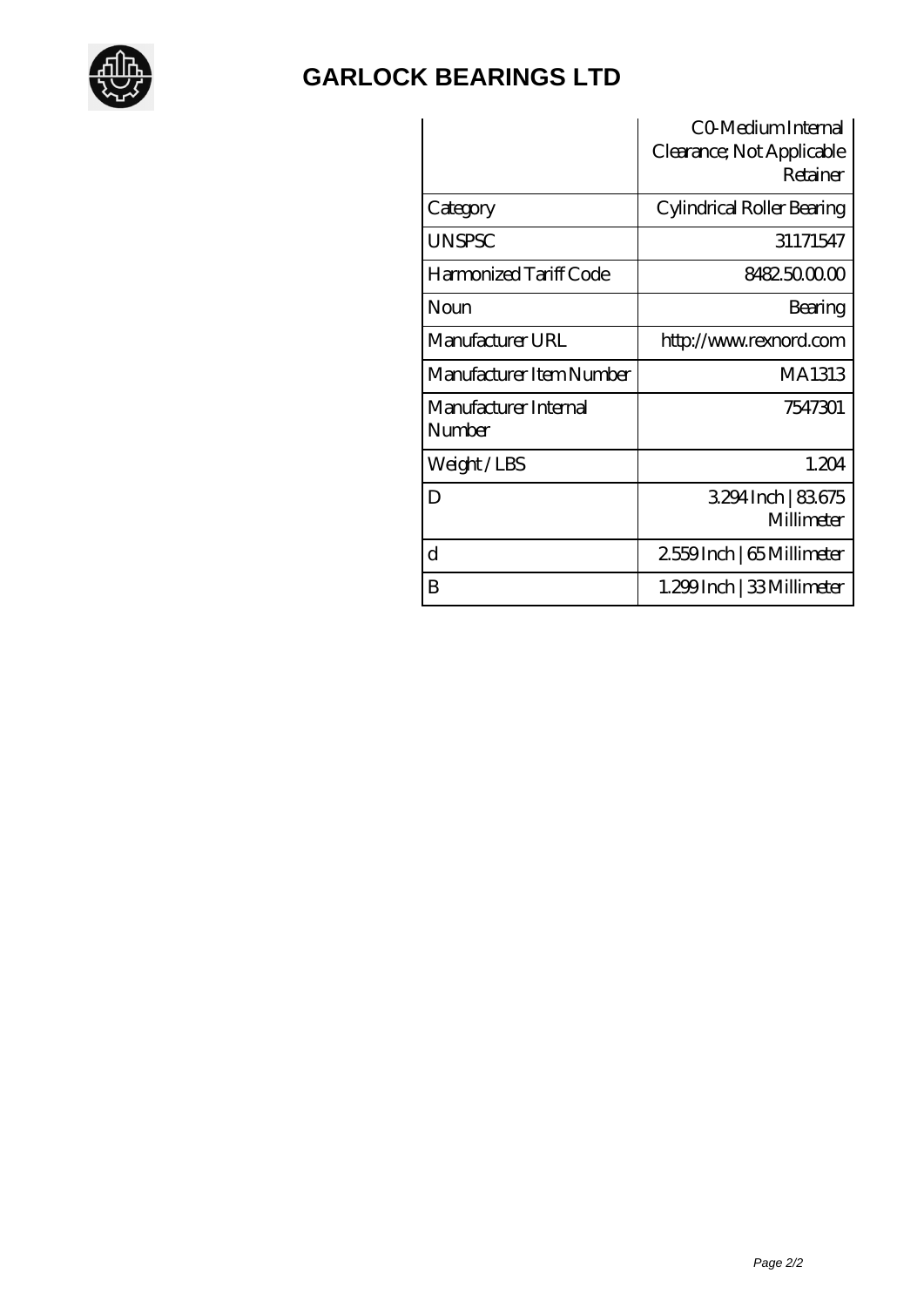# GARLOCK BEARINGS LTD

| | |
|---|---|
| | C0-Medium Internal Clearance; Not Applicable Retainer |
| Category | Cylindrical Roller Bearing |
| UNSPSC | 31171547 |
| Harmonized Tariff Code | 8482.50.00.00 |
| Noun | Bearing |
| Manufacturer URL | http://www.rexnord.com |
| Manufacturer Item Number | MA1313 |
| Manufacturer Internal Number | 7547301 |
| Weight / LBS | 1.204 |
| D | 3.294 Inch \| 83.675 Millimeter |
| d | 2.559 Inch \| 65 Millimeter |
| B | 1.299 Inch \| 33 Millimeter |